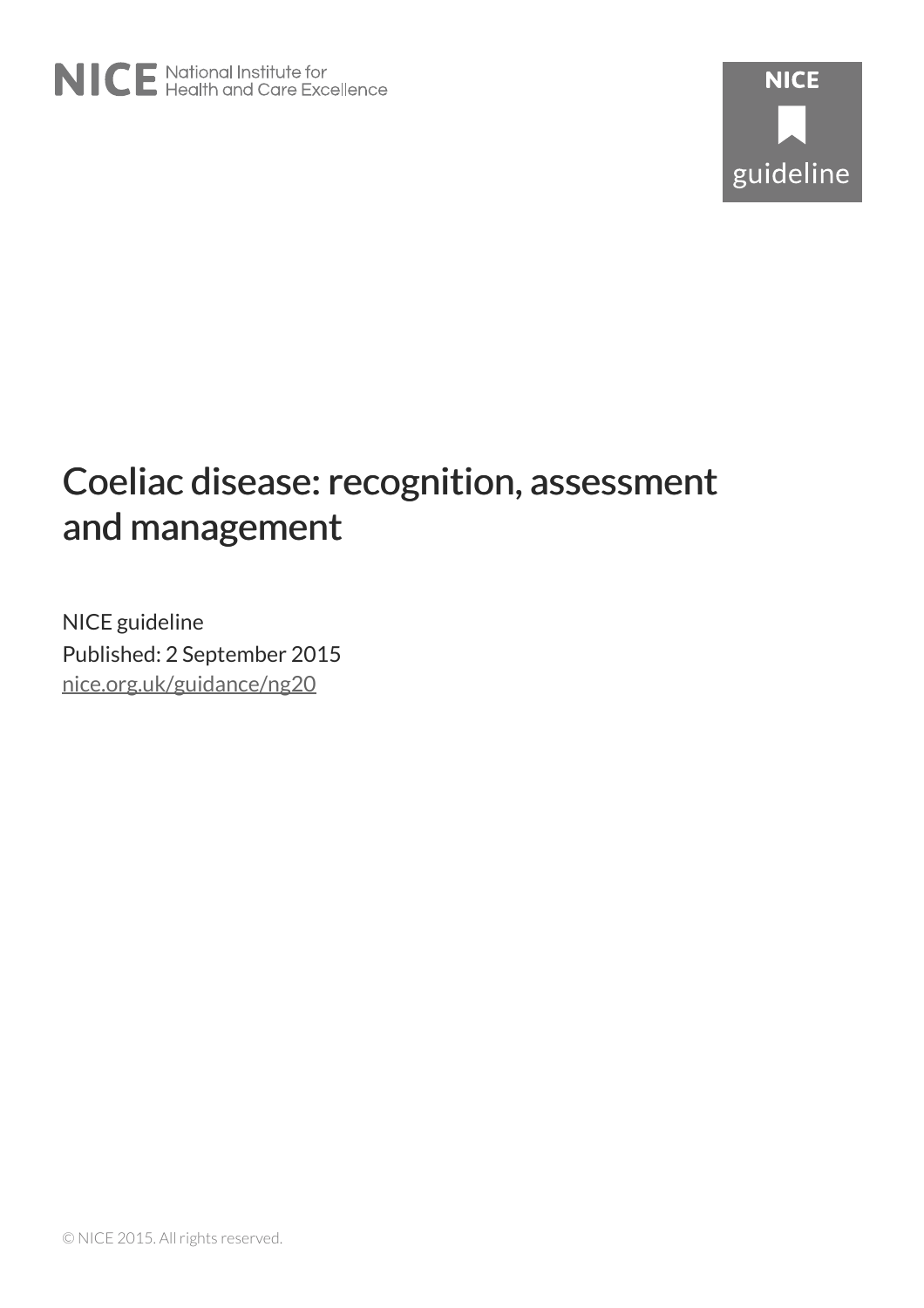NICE National Institute for Health and Care Excellence

NICE guideline

# Coeliac disease: recognition, assessment and management

NICE guideline

Published: 2 September 2015

nice.org.uk/guidance/ng20

© NICE 2015. All rights reserved.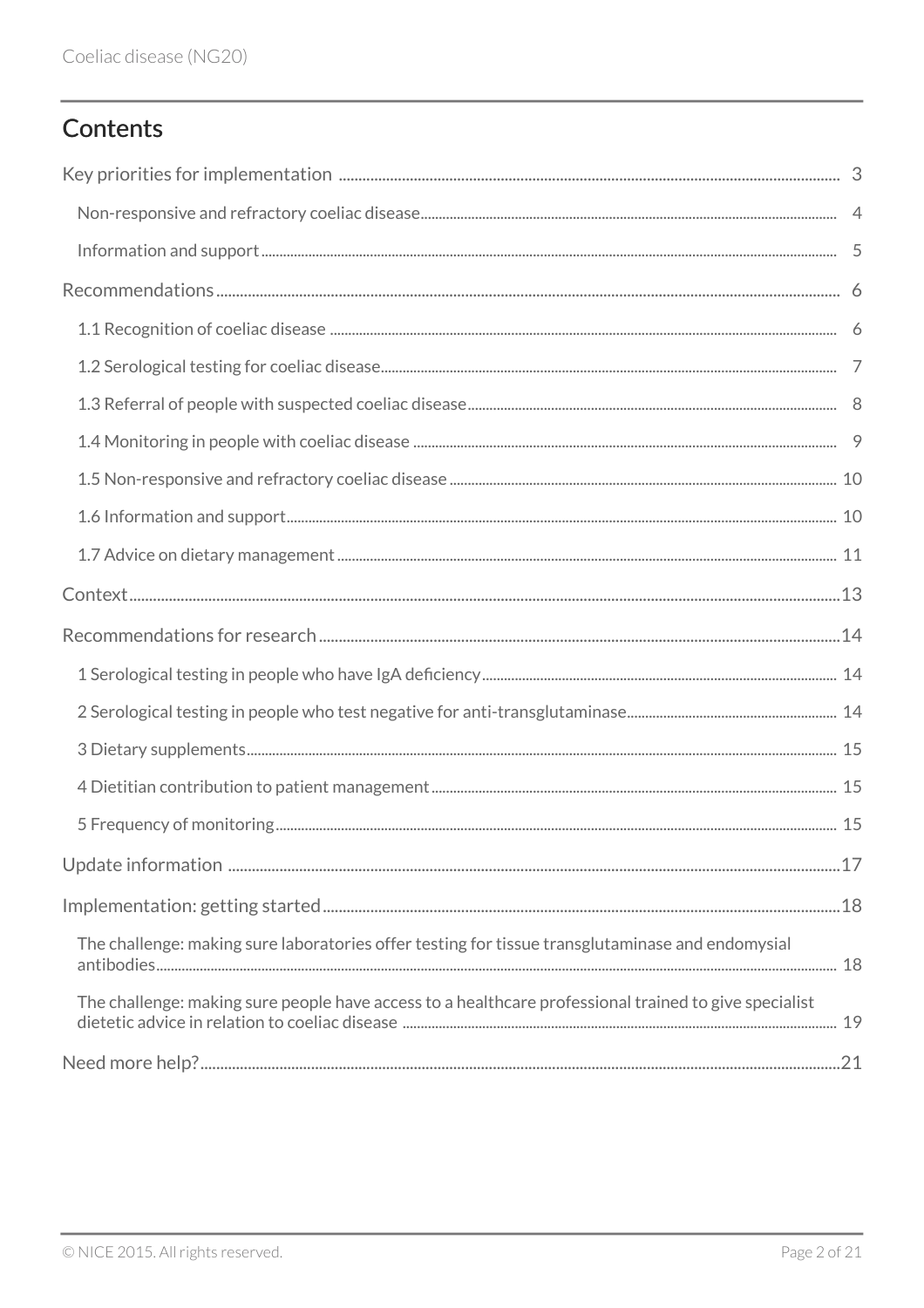## Contents

Key priorities for implementation ... 3

- Non-responsive and refractory coeliac disease ... 4
- Information and support ... 5

Recommendations ... 6

- 1.1 Recognition of coeliac disease ... 6
- 1.2 Serological testing for coeliac disease ... 7
- 1.3 Referral of people with suspected coeliac disease ... 8
- 1.4 Monitoring in people with coeliac disease ... 9
- 1.5 Non-responsive and refractory coeliac disease ... 10
- 1.6 Information and support ... 10
- 1.7 Advice on dietary management ... 11

Context ... 13

Recommendations for research ... 14

- 1 Serological testing in people who have IgA deficiency ... 14
- 2 Serological testing in people who test negative for anti-transglutaminase ... 14
- 3 Dietary supplements ... 15
- 4 Dietitian contribution to patient management ... 15
- 5 Frequency of monitoring ... 15

Update information ... 17

Implementation: getting started ... 18

- The challenge: making sure laboratories offer testing for tissue transglutaminase and endomysial antibodies ... 18
- The challenge: making sure people have access to a healthcare professional trained to give specialist dietetic advice in relation to coeliac disease ... 19

Need more help? ... 21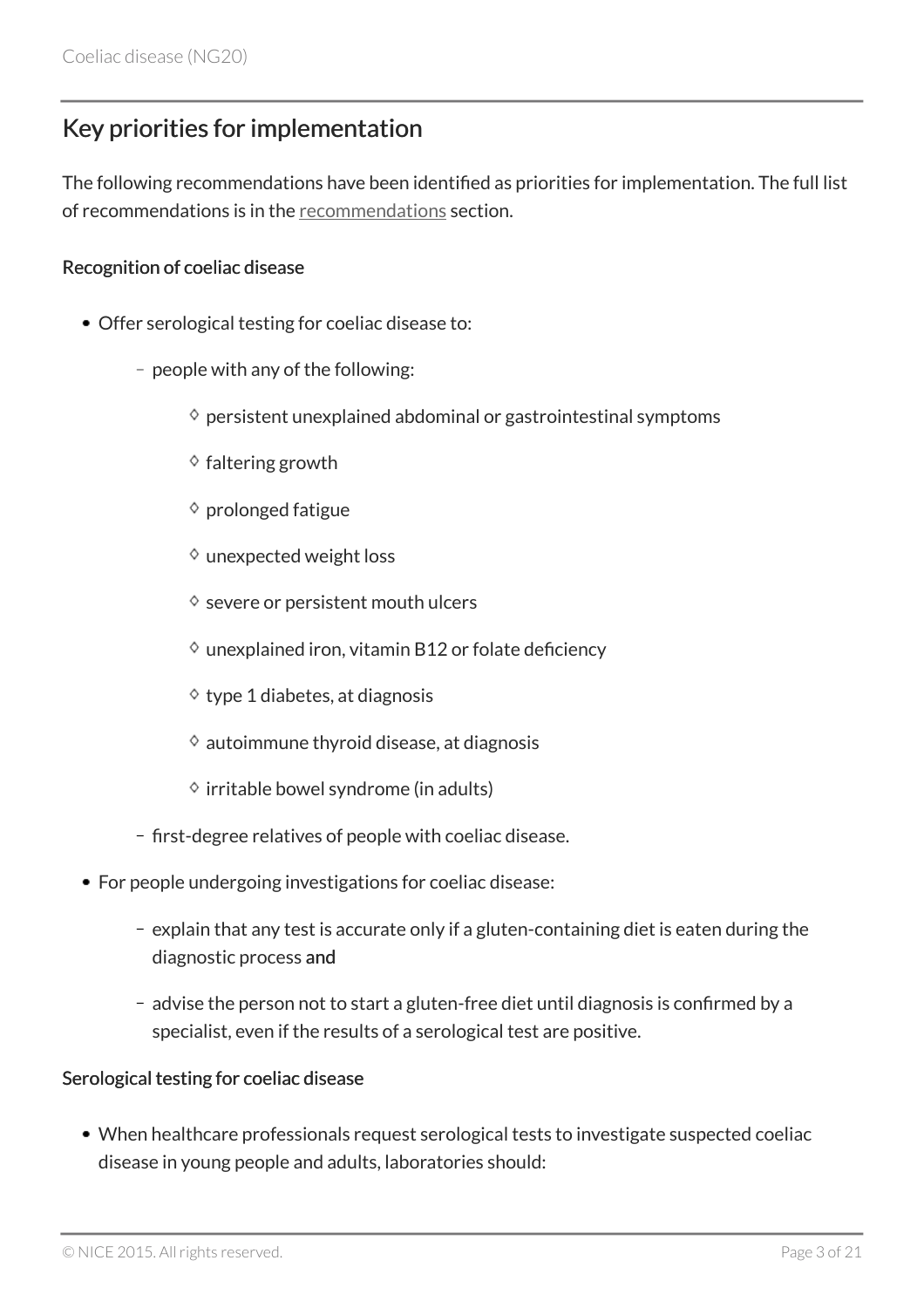## Key priorities for implementation

The following recommendations have been identified as priorities for implementation. The full list of recommendations is in the recommendations section.

#### Recognition of coeliac disease

- Offer serological testing for coeliac disease to:
  - people with any of the following:
    - persistent unexplained abdominal or gastrointestinal symptoms
    - faltering growth
    - prolonged fatigue
    - unexpected weight loss
    - severe or persistent mouth ulcers
    - unexplained iron, vitamin B12 or folate deficiency
    - type 1 diabetes, at diagnosis
    - autoimmune thyroid disease, at diagnosis
    - irritable bowel syndrome (in adults)
  - first-degree relatives of people with coeliac disease.
- For people undergoing investigations for coeliac disease:
  - explain that any test is accurate only if a gluten-containing diet is eaten during the diagnostic process and
  - advise the person not to start a gluten-free diet until diagnosis is confirmed by a specialist, even if the results of a serological test are positive.

#### Serological testing for coeliac disease

- When healthcare professionals request serological tests to investigate suspected coeliac disease in young people and adults, laboratories should: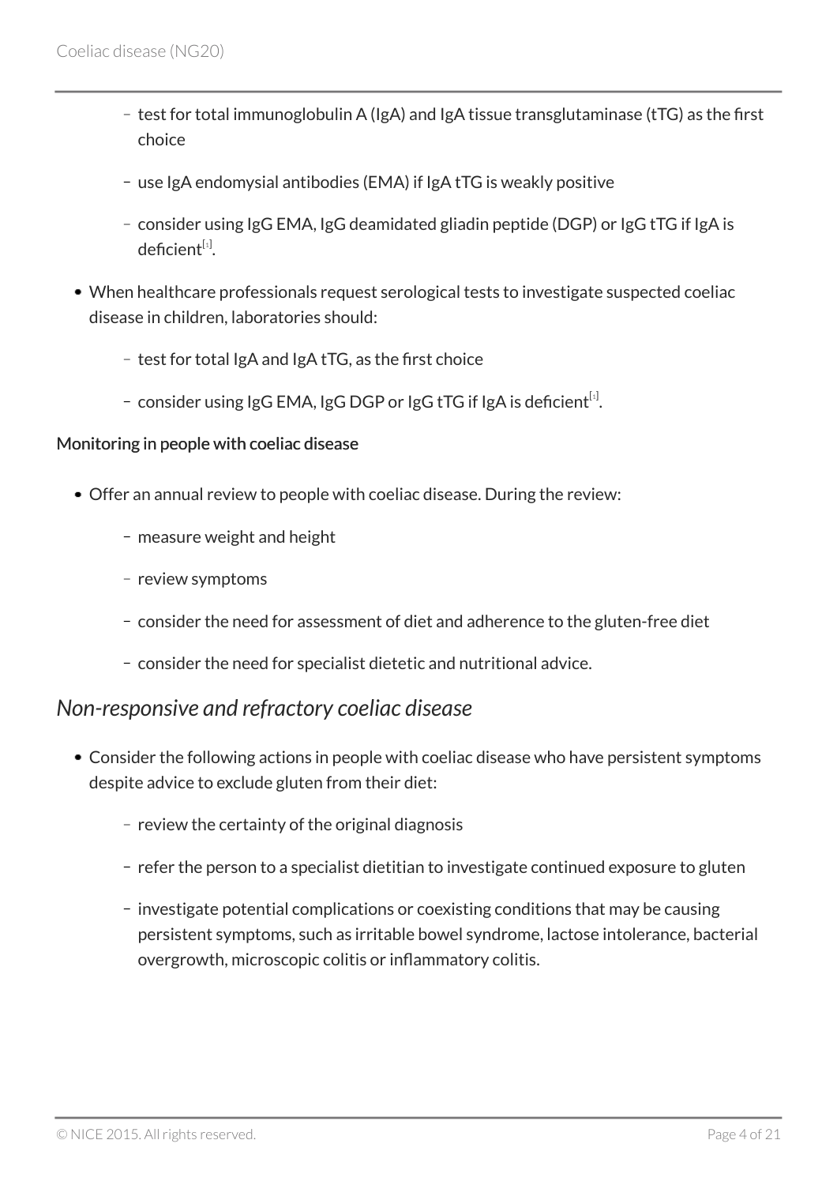- test for total immunoglobulin A (IgA) and IgA tissue transglutaminase (tTG) as the first choice
  - use IgA endomysial antibodies (EMA) if IgA tTG is weakly positive
  - consider using IgG EMA, IgG deamidated gliadin peptide (DGP) or IgG tTG if IgA is deficient[1].
- When healthcare professionals request serological tests to investigate suspected coeliac disease in children, laboratories should:
  - test for total IgA and IgA tTG, as the first choice
  - consider using IgG EMA, IgG DGP or IgG tTG if IgA is deficient[1].

#### Monitoring in people with coeliac disease

- Offer an annual review to people with coeliac disease. During the review:
  - measure weight and height
  - review symptoms
  - consider the need for assessment of diet and adherence to the gluten-free diet
  - consider the need for specialist dietetic and nutritional advice.

### *Non-responsive and refractory coeliac disease*

- Consider the following actions in people with coeliac disease who have persistent symptoms despite advice to exclude gluten from their diet:
  - review the certainty of the original diagnosis
  - refer the person to a specialist dietitian to investigate continued exposure to gluten
  - investigate potential complications or coexisting conditions that may be causing persistent symptoms, such as irritable bowel syndrome, lactose intolerance, bacterial overgrowth, microscopic colitis or inflammatory colitis.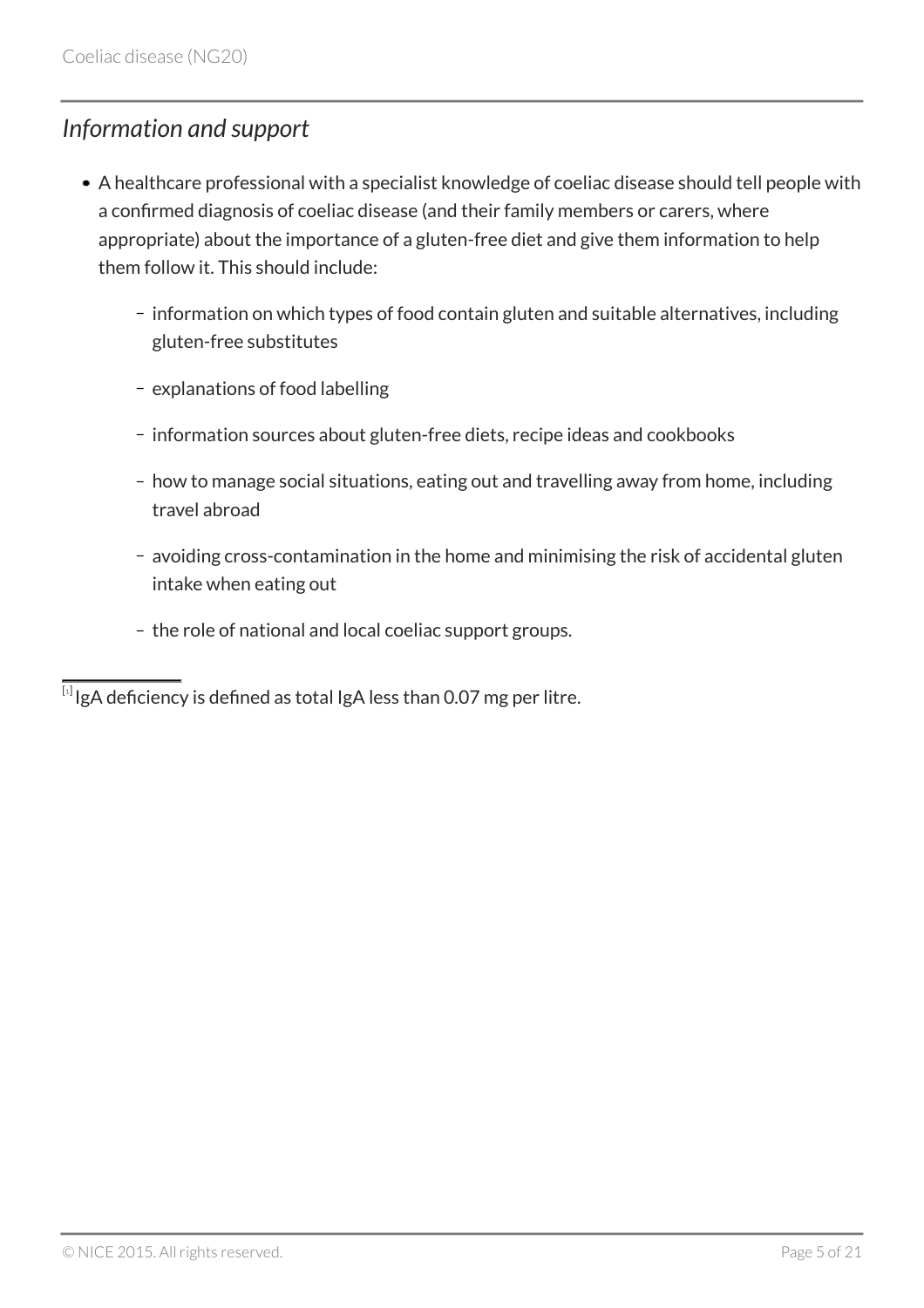### *Information and support*

- A healthcare professional with a specialist knowledge of coeliac disease should tell people with a confirmed diagnosis of coeliac disease (and their family members or carers, where appropriate) about the importance of a gluten-free diet and give them information to help them follow it. This should include:
  - information on which types of food contain gluten and suitable alternatives, including gluten-free substitutes
  - explanations of food labelling
  - information sources about gluten-free diets, recipe ideas and cookbooks
  - how to manage social situations, eating out and travelling away from home, including travel abroad
  - avoiding cross-contamination in the home and minimising the risk of accidental gluten intake when eating out
  - the role of national and local coeliac support groups.

---

[1] IgA deficiency is defined as total IgA less than 0.07 mg per litre.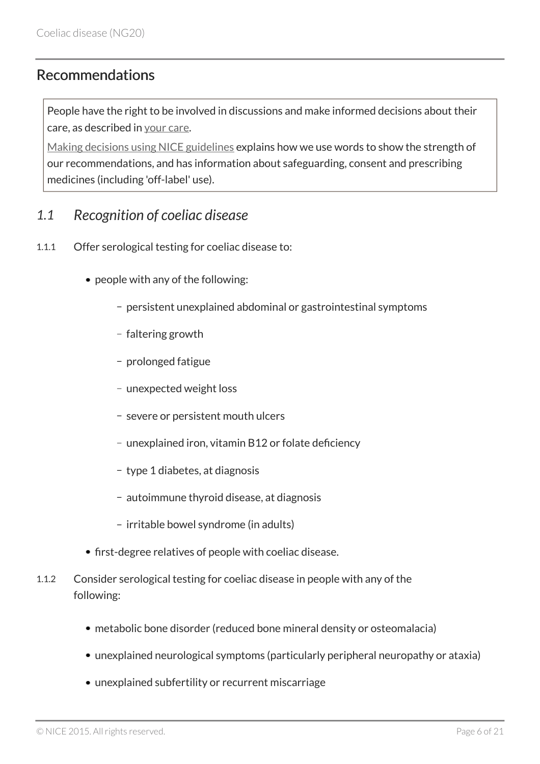## Recommendations

> People have the right to be involved in discussions and make informed decisions about their care, as described in your care.
>
> Making decisions using NICE guidelines explains how we use words to show the strength of our recommendations, and has information about safeguarding, consent and prescribing medicines (including 'off-label' use).

### *1.1 Recognition of coeliac disease*

1.1.1 Offer serological testing for coeliac disease to:

- people with any of the following:
  - persistent unexplained abdominal or gastrointestinal symptoms
  - faltering growth
  - prolonged fatigue
  - unexpected weight loss
  - severe or persistent mouth ulcers
  - unexplained iron, vitamin B12 or folate deficiency
  - type 1 diabetes, at diagnosis
  - autoimmune thyroid disease, at diagnosis
  - irritable bowel syndrome (in adults)
- first-degree relatives of people with coeliac disease.

1.1.2 Consider serological testing for coeliac disease in people with any of the following:

- metabolic bone disorder (reduced bone mineral density or osteomalacia)
- unexplained neurological symptoms (particularly peripheral neuropathy or ataxia)
- unexplained subfertility or recurrent miscarriage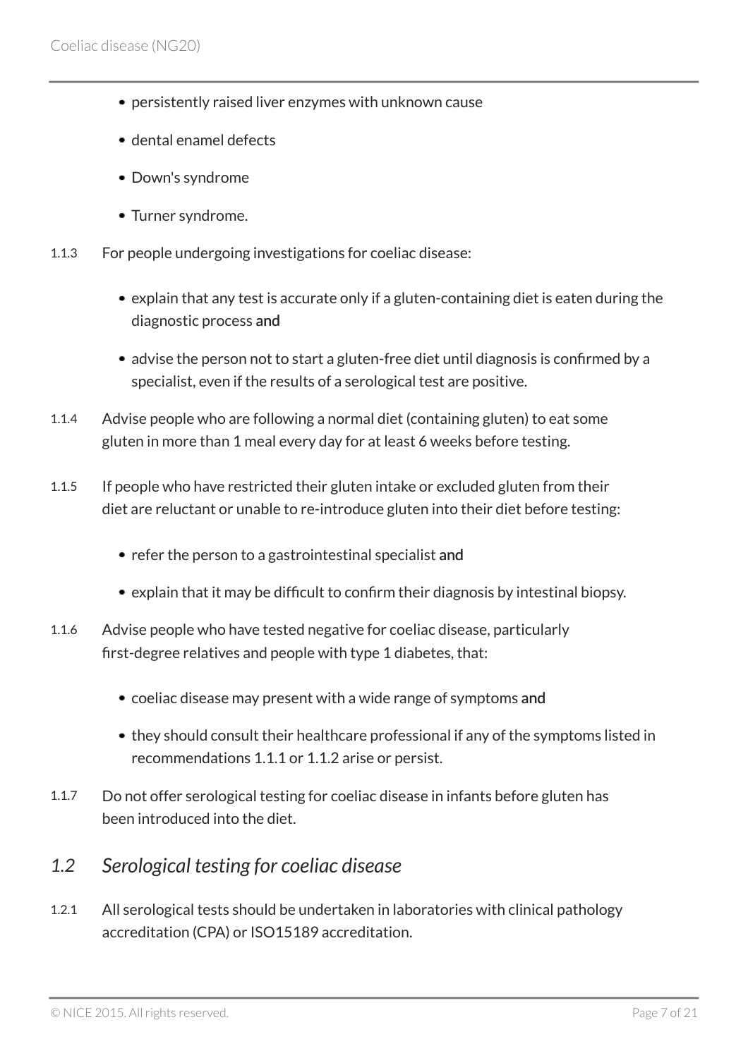- persistently raised liver enzymes with unknown cause
- dental enamel defects
- Down's syndrome
- Turner syndrome.

1.1.3 For people undergoing investigations for coeliac disease:

- explain that any test is accurate only if a gluten-containing diet is eaten during the diagnostic process **and**
- advise the person not to start a gluten-free diet until diagnosis is confirmed by a specialist, even if the results of a serological test are positive.

1.1.4 Advise people who are following a normal diet (containing gluten) to eat some gluten in more than 1 meal every day for at least 6 weeks before testing.

1.1.5 If people who have restricted their gluten intake or excluded gluten from their diet are reluctant or unable to re-introduce gluten into their diet before testing:

- refer the person to a gastrointestinal specialist **and**
- explain that it may be difficult to confirm their diagnosis by intestinal biopsy.

1.1.6 Advise people who have tested negative for coeliac disease, particularly first-degree relatives and people with type 1 diabetes, that:

- coeliac disease may present with a wide range of symptoms **and**
- they should consult their healthcare professional if any of the symptoms listed in recommendations 1.1.1 or 1.1.2 arise or persist.

1.1.7 Do not offer serological testing for coeliac disease in infants before gluten has been introduced into the diet.

## *1.2 Serological testing for coeliac disease*

1.2.1 All serological tests should be undertaken in laboratories with clinical pathology accreditation (CPA) or ISO15189 accreditation.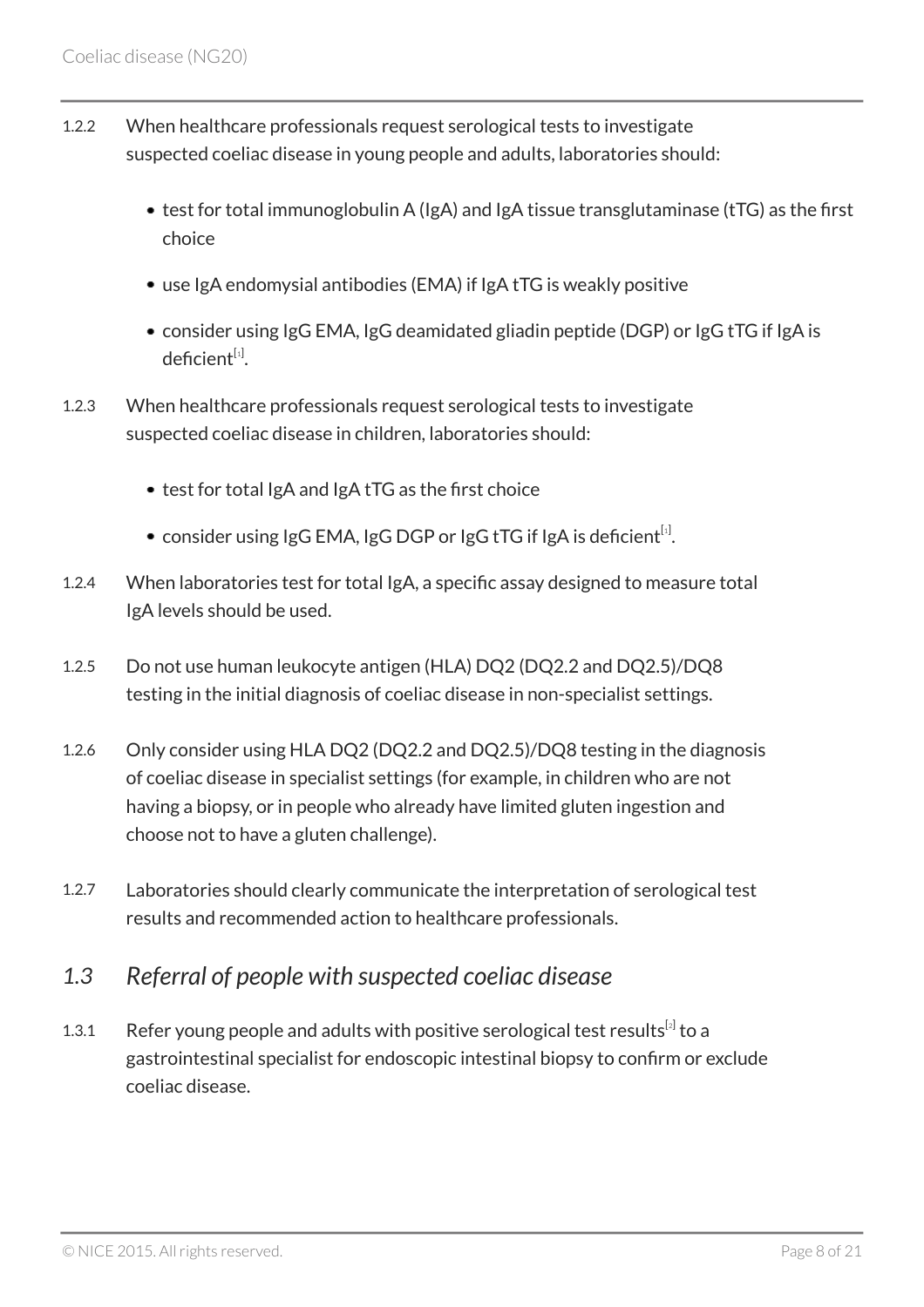1.2.2 When healthcare professionals request serological tests to investigate suspected coeliac disease in young people and adults, laboratories should:

- test for total immunoglobulin A (IgA) and IgA tissue transglutaminase (tTG) as the first choice
- use IgA endomysial antibodies (EMA) if IgA tTG is weakly positive
- consider using IgG EMA, IgG deamidated gliadin peptide (DGP) or IgG tTG if IgA is deficient[1].

1.2.3 When healthcare professionals request serological tests to investigate suspected coeliac disease in children, laboratories should:

- test for total IgA and IgA tTG as the first choice
- consider using IgG EMA, IgG DGP or IgG tTG if IgA is deficient[1].

1.2.4 When laboratories test for total IgA, a specific assay designed to measure total IgA levels should be used.

1.2.5 Do not use human leukocyte antigen (HLA) DQ2 (DQ2.2 and DQ2.5)/DQ8 testing in the initial diagnosis of coeliac disease in non-specialist settings.

1.2.6 Only consider using HLA DQ2 (DQ2.2 and DQ2.5)/DQ8 testing in the diagnosis of coeliac disease in specialist settings (for example, in children who are not having a biopsy, or in people who already have limited gluten ingestion and choose not to have a gluten challenge).

1.2.7 Laboratories should clearly communicate the interpretation of serological test results and recommended action to healthcare professionals.

## *1.3 Referral of people with suspected coeliac disease*

1.3.1 Refer young people and adults with positive serological test results[2] to a gastrointestinal specialist for endoscopic intestinal biopsy to confirm or exclude coeliac disease.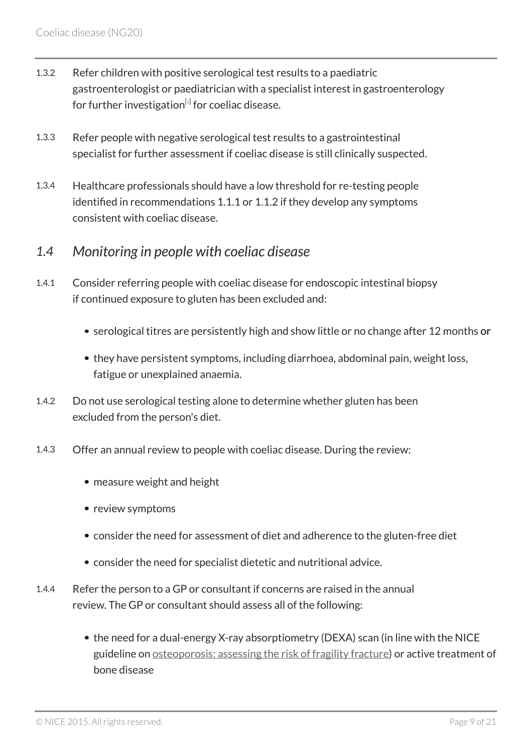1.3.2 Refer children with positive serological test results to a paediatric gastroenterologist or paediatrician with a specialist interest in gastroenterology for further investigation[a] for coeliac disease.

1.3.3 Refer people with negative serological test results to a gastrointestinal specialist for further assessment if coeliac disease is still clinically suspected.

1.3.4 Healthcare professionals should have a low threshold for re-testing people identified in recommendations 1.1.1 or 1.1.2 if they develop any symptoms consistent with coeliac disease.

## *1.4 Monitoring in people with coeliac disease*

1.4.1 Consider referring people with coeliac disease for endoscopic intestinal biopsy if continued exposure to gluten has been excluded and:

- serological titres are persistently high and show little or no change after 12 months **or**
- they have persistent symptoms, including diarrhoea, abdominal pain, weight loss, fatigue or unexplained anaemia.

1.4.2 Do not use serological testing alone to determine whether gluten has been excluded from the person's diet.

1.4.3 Offer an annual review to people with coeliac disease. During the review:

- measure weight and height
- review symptoms
- consider the need for assessment of diet and adherence to the gluten-free diet
- consider the need for specialist dietetic and nutritional advice.

1.4.4 Refer the person to a GP or consultant if concerns are raised in the annual review. The GP or consultant should assess all of the following:

- the need for a dual-energy X-ray absorptiometry (DEXA) scan (in line with the NICE guideline on osteoporosis: assessing the risk of fragility fracture) or active treatment of bone disease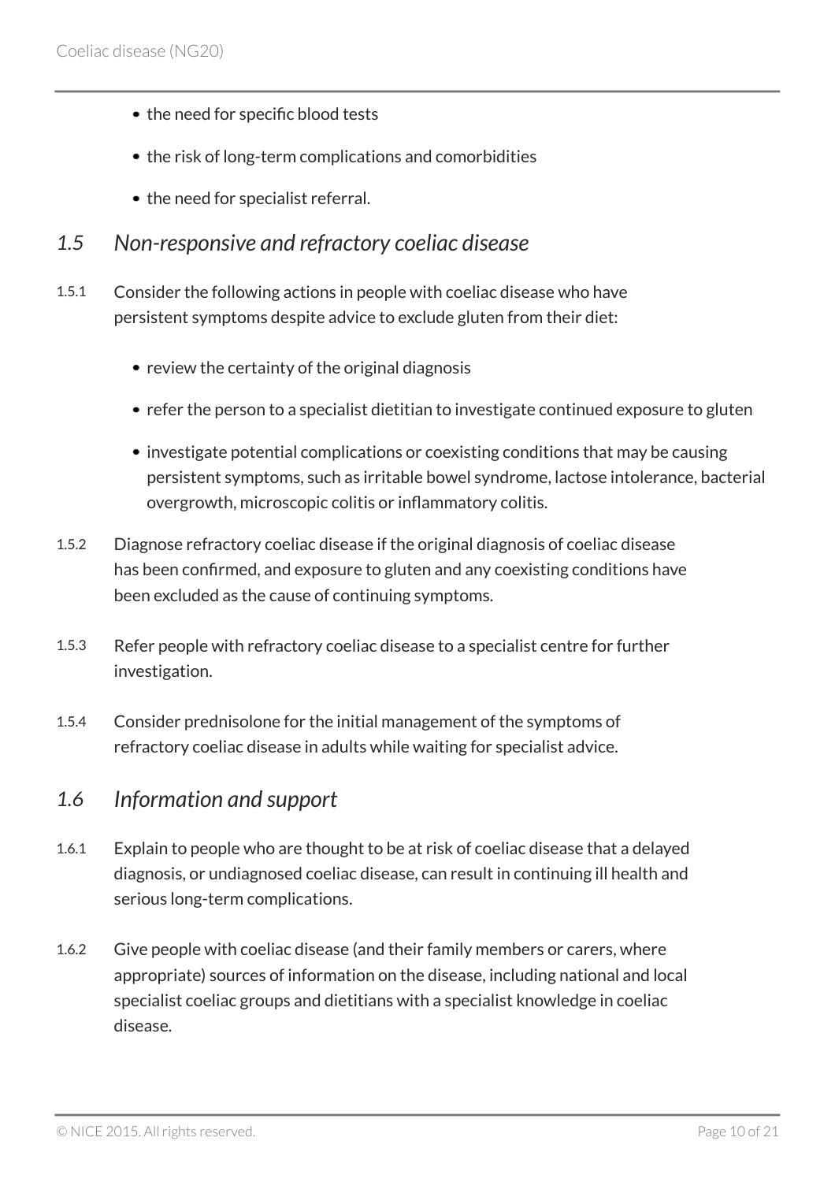- the need for specific blood tests
- the risk of long-term complications and comorbidities
- the need for specialist referral.

## 1.5 Non-responsive and refractory coeliac disease

1.5.1 Consider the following actions in people with coeliac disease who have persistent symptoms despite advice to exclude gluten from their diet:

- review the certainty of the original diagnosis
- refer the person to a specialist dietitian to investigate continued exposure to gluten
- investigate potential complications or coexisting conditions that may be causing persistent symptoms, such as irritable bowel syndrome, lactose intolerance, bacterial overgrowth, microscopic colitis or inflammatory colitis.

1.5.2 Diagnose refractory coeliac disease if the original diagnosis of coeliac disease has been confirmed, and exposure to gluten and any coexisting conditions have been excluded as the cause of continuing symptoms.

1.5.3 Refer people with refractory coeliac disease to a specialist centre for further investigation.

1.5.4 Consider prednisolone for the initial management of the symptoms of refractory coeliac disease in adults while waiting for specialist advice.

## 1.6 Information and support

1.6.1 Explain to people who are thought to be at risk of coeliac disease that a delayed diagnosis, or undiagnosed coeliac disease, can result in continuing ill health and serious long-term complications.

1.6.2 Give people with coeliac disease (and their family members or carers, where appropriate) sources of information on the disease, including national and local specialist coeliac groups and dietitians with a specialist knowledge in coeliac disease.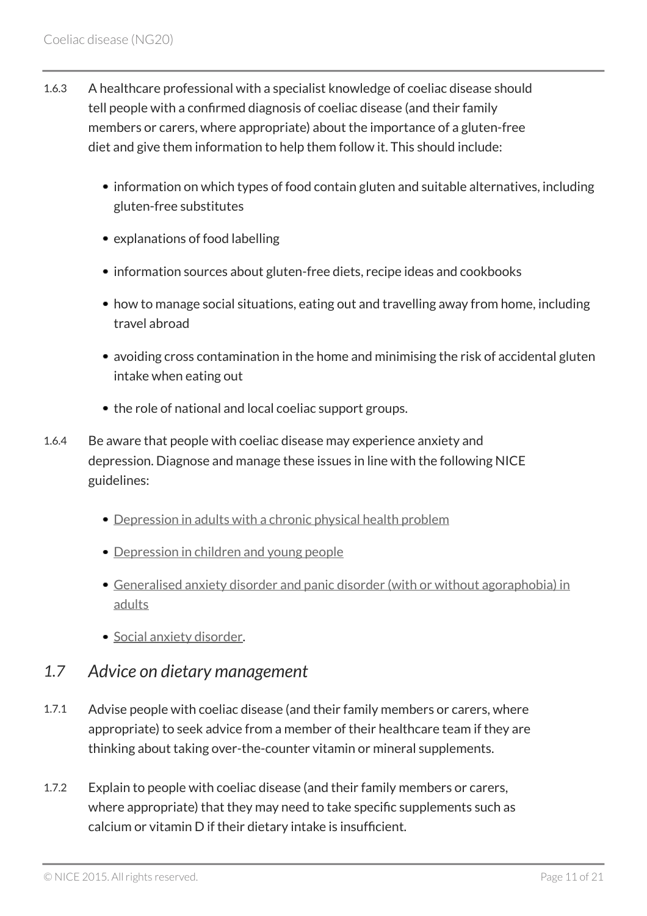1.6.3 A healthcare professional with a specialist knowledge of coeliac disease should tell people with a confirmed diagnosis of coeliac disease (and their family members or carers, where appropriate) about the importance of a gluten-free diet and give them information to help them follow it. This should include:

- information on which types of food contain gluten and suitable alternatives, including gluten-free substitutes
- explanations of food labelling
- information sources about gluten-free diets, recipe ideas and cookbooks
- how to manage social situations, eating out and travelling away from home, including travel abroad
- avoiding cross contamination in the home and minimising the risk of accidental gluten intake when eating out
- the role of national and local coeliac support groups.

1.6.4 Be aware that people with coeliac disease may experience anxiety and depression. Diagnose and manage these issues in line with the following NICE guidelines:

- Depression in adults with a chronic physical health problem
- Depression in children and young people
- Generalised anxiety disorder and panic disorder (with or without agoraphobia) in adults
- Social anxiety disorder.

## *1.7 Advice on dietary management*

1.7.1 Advise people with coeliac disease (and their family members or carers, where appropriate) to seek advice from a member of their healthcare team if they are thinking about taking over-the-counter vitamin or mineral supplements.

1.7.2 Explain to people with coeliac disease (and their family members or carers, where appropriate) that they may need to take specific supplements such as calcium or vitamin D if their dietary intake is insufficient.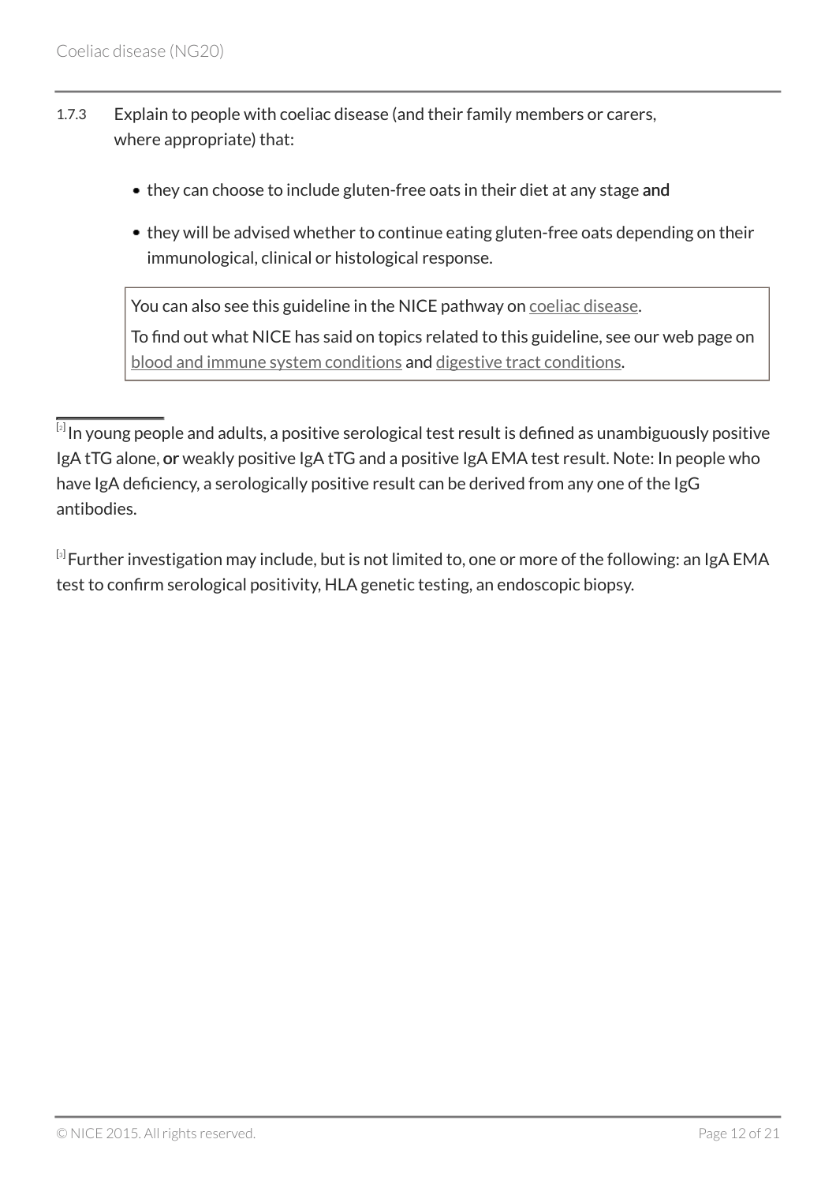1.7.3 Explain to people with coeliac disease (and their family members or carers, where appropriate) that:

- they can choose to include gluten-free oats in their diet at any stage **and**
- they will be advised whether to continue eating gluten-free oats depending on their immunological, clinical or histological response.

> You can also see this guideline in the NICE pathway on coeliac disease.
>
> To find out what NICE has said on topics related to this guideline, see our web page on blood and immune system conditions and digestive tract conditions.

---

[2] In young people and adults, a positive serological test result is defined as unambiguously positive IgA tTG alone, **or** weakly positive IgA tTG and a positive IgA EMA test result. Note: In people who have IgA deficiency, a serologically positive result can be derived from any one of the IgG antibodies.

[3] Further investigation may include, but is not limited to, one or more of the following: an IgA EMA test to confirm serological positivity, HLA genetic testing, an endoscopic biopsy.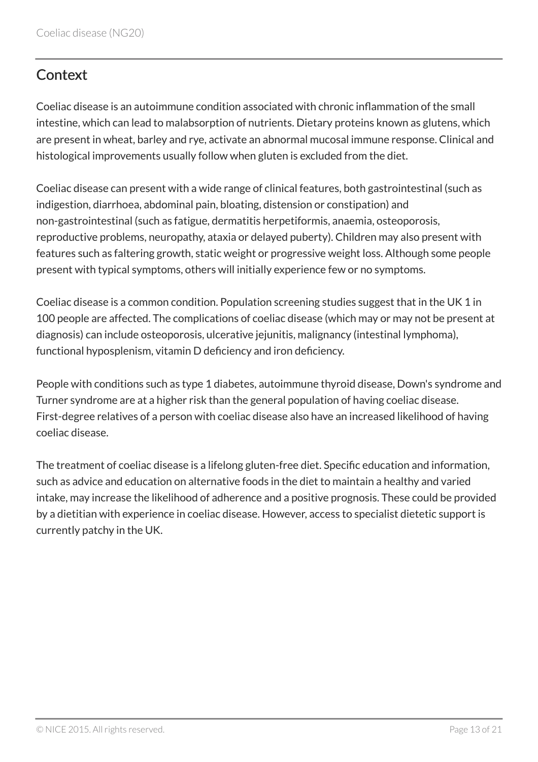## Context

Coeliac disease is an autoimmune condition associated with chronic inflammation of the small intestine, which can lead to malabsorption of nutrients. Dietary proteins known as glutens, which are present in wheat, barley and rye, activate an abnormal mucosal immune response. Clinical and histological improvements usually follow when gluten is excluded from the diet.

Coeliac disease can present with a wide range of clinical features, both gastrointestinal (such as indigestion, diarrhoea, abdominal pain, bloating, distension or constipation) and non-gastrointestinal (such as fatigue, dermatitis herpetiformis, anaemia, osteoporosis, reproductive problems, neuropathy, ataxia or delayed puberty). Children may also present with features such as faltering growth, static weight or progressive weight loss. Although some people present with typical symptoms, others will initially experience few or no symptoms.

Coeliac disease is a common condition. Population screening studies suggest that in the UK 1 in 100 people are affected. The complications of coeliac disease (which may or may not be present at diagnosis) can include osteoporosis, ulcerative jejunitis, malignancy (intestinal lymphoma), functional hyposplenism, vitamin D deficiency and iron deficiency.

People with conditions such as type 1 diabetes, autoimmune thyroid disease, Down's syndrome and Turner syndrome are at a higher risk than the general population of having coeliac disease. First-degree relatives of a person with coeliac disease also have an increased likelihood of having coeliac disease.

The treatment of coeliac disease is a lifelong gluten-free diet. Specific education and information, such as advice and education on alternative foods in the diet to maintain a healthy and varied intake, may increase the likelihood of adherence and a positive prognosis. These could be provided by a dietitian with experience in coeliac disease. However, access to specialist dietetic support is currently patchy in the UK.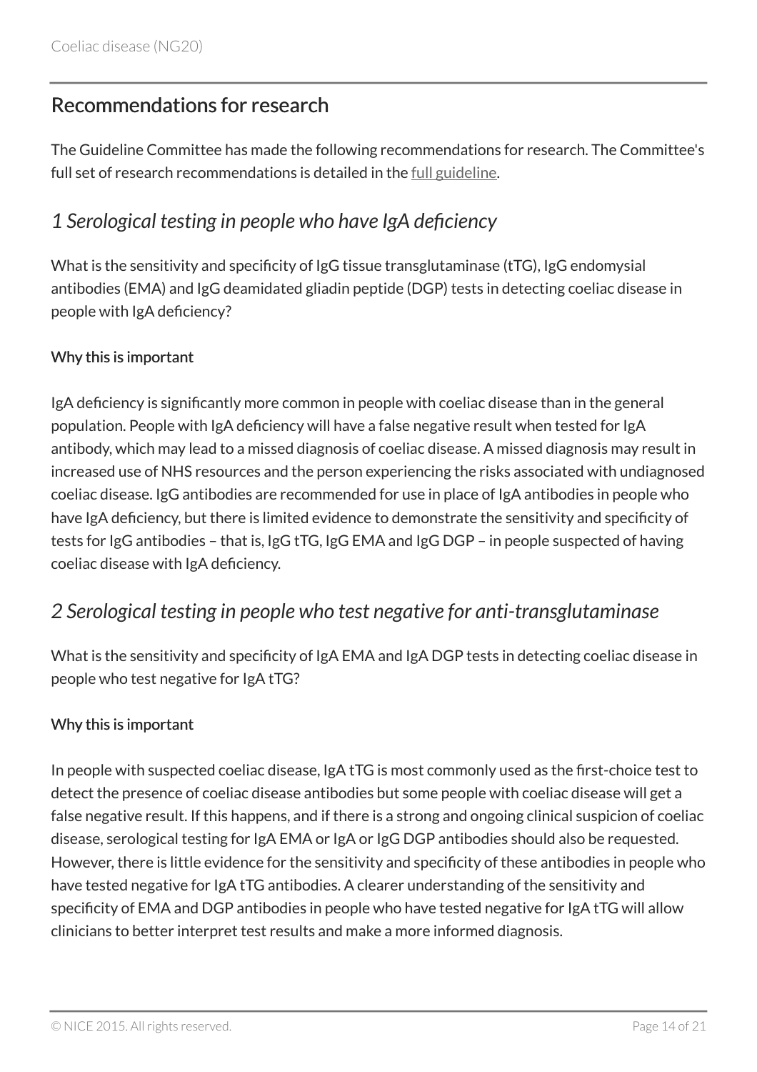## Recommendations for research

The Guideline Committee has made the following recommendations for research. The Committee's full set of research recommendations is detailed in the full guideline.

### *1 Serological testing in people who have IgA deficiency*

What is the sensitivity and specificity of IgG tissue transglutaminase (tTG), IgG endomysial antibodies (EMA) and IgG deamidated gliadin peptide (DGP) tests in detecting coeliac disease in people with IgA deficiency?

#### Why this is important

IgA deficiency is significantly more common in people with coeliac disease than in the general population. People with IgA deficiency will have a false negative result when tested for IgA antibody, which may lead to a missed diagnosis of coeliac disease. A missed diagnosis may result in increased use of NHS resources and the person experiencing the risks associated with undiagnosed coeliac disease. IgG antibodies are recommended for use in place of IgA antibodies in people who have IgA deficiency, but there is limited evidence to demonstrate the sensitivity and specificity of tests for IgG antibodies – that is, IgG tTG, IgG EMA and IgG DGP – in people suspected of having coeliac disease with IgA deficiency.

### *2 Serological testing in people who test negative for anti-transglutaminase*

What is the sensitivity and specificity of IgA EMA and IgA DGP tests in detecting coeliac disease in people who test negative for IgA tTG?

#### Why this is important

In people with suspected coeliac disease, IgA tTG is most commonly used as the first-choice test to detect the presence of coeliac disease antibodies but some people with coeliac disease will get a false negative result. If this happens, and if there is a strong and ongoing clinical suspicion of coeliac disease, serological testing for IgA EMA or IgA or IgG DGP antibodies should also be requested. However, there is little evidence for the sensitivity and specificity of these antibodies in people who have tested negative for IgA tTG antibodies. A clearer understanding of the sensitivity and specificity of EMA and DGP antibodies in people who have tested negative for IgA tTG will allow clinicians to better interpret test results and make a more informed diagnosis.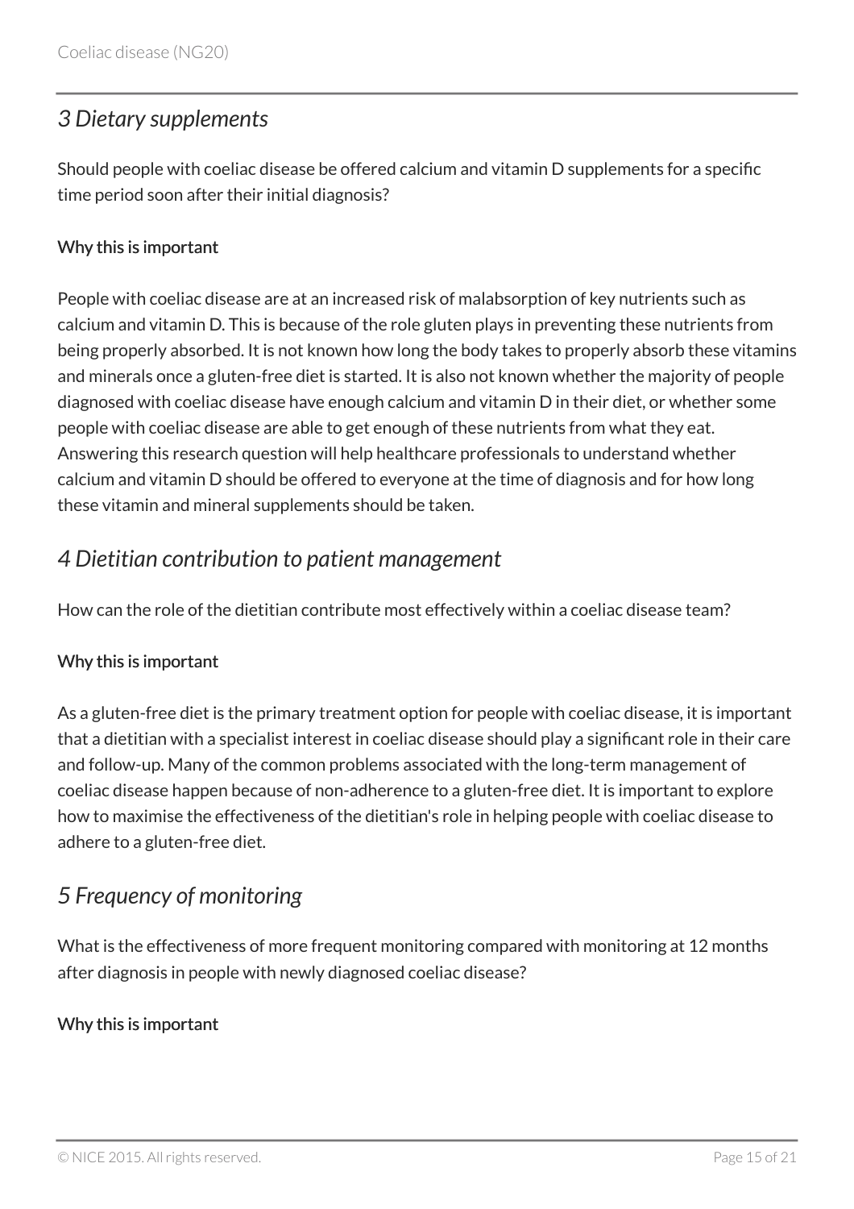## *3 Dietary supplements*

Should people with coeliac disease be offered calcium and vitamin D supplements for a specific time period soon after their initial diagnosis?

#### Why this is important

People with coeliac disease are at an increased risk of malabsorption of key nutrients such as calcium and vitamin D. This is because of the role gluten plays in preventing these nutrients from being properly absorbed. It is not known how long the body takes to properly absorb these vitamins and minerals once a gluten-free diet is started. It is also not known whether the majority of people diagnosed with coeliac disease have enough calcium and vitamin D in their diet, or whether some people with coeliac disease are able to get enough of these nutrients from what they eat. Answering this research question will help healthcare professionals to understand whether calcium and vitamin D should be offered to everyone at the time of diagnosis and for how long these vitamin and mineral supplements should be taken.

## *4 Dietitian contribution to patient management*

How can the role of the dietitian contribute most effectively within a coeliac disease team?

#### Why this is important

As a gluten-free diet is the primary treatment option for people with coeliac disease, it is important that a dietitian with a specialist interest in coeliac disease should play a significant role in their care and follow-up. Many of the common problems associated with the long-term management of coeliac disease happen because of non-adherence to a gluten-free diet. It is important to explore how to maximise the effectiveness of the dietitian's role in helping people with coeliac disease to adhere to a gluten-free diet.

## *5 Frequency of monitoring*

What is the effectiveness of more frequent monitoring compared with monitoring at 12 months after diagnosis in people with newly diagnosed coeliac disease?

#### Why this is important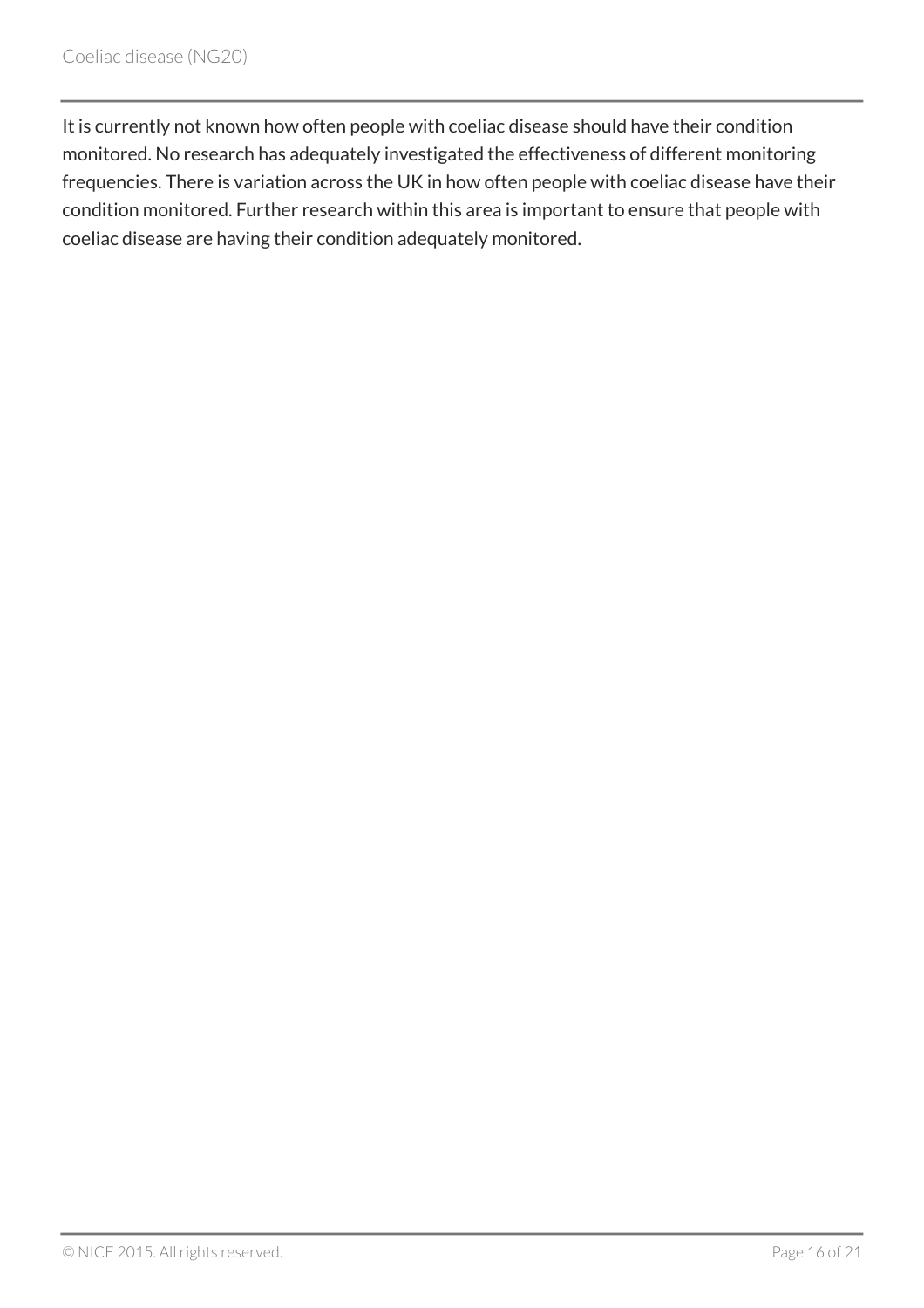It is currently not known how often people with coeliac disease should have their condition monitored. No research has adequately investigated the effectiveness of different monitoring frequencies. There is variation across the UK in how often people with coeliac disease have their condition monitored. Further research within this area is important to ensure that people with coeliac disease are having their condition adequately monitored.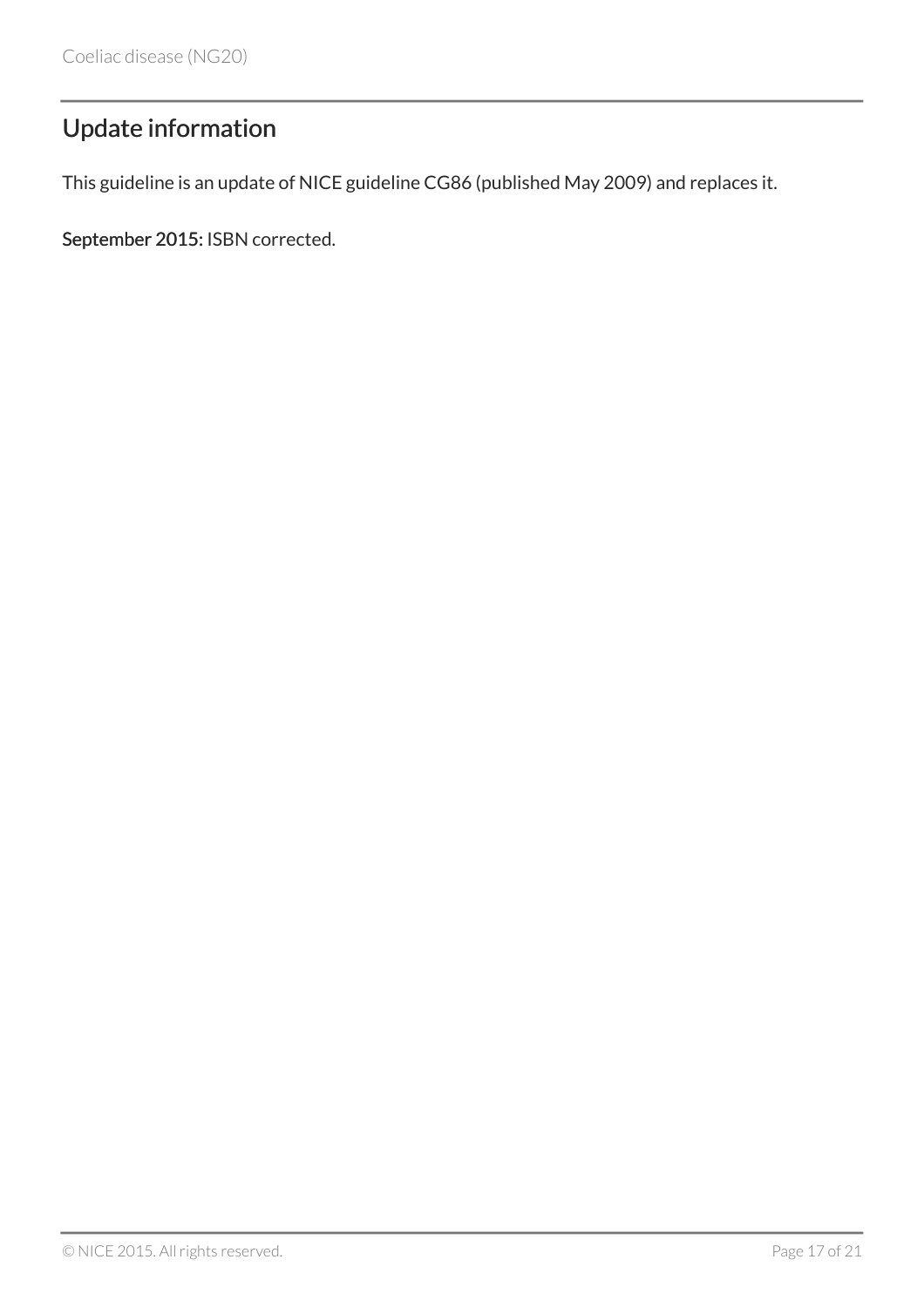## Update information

This guideline is an update of NICE guideline CG86 (published May 2009) and replaces it.

**September 2015:** ISBN corrected.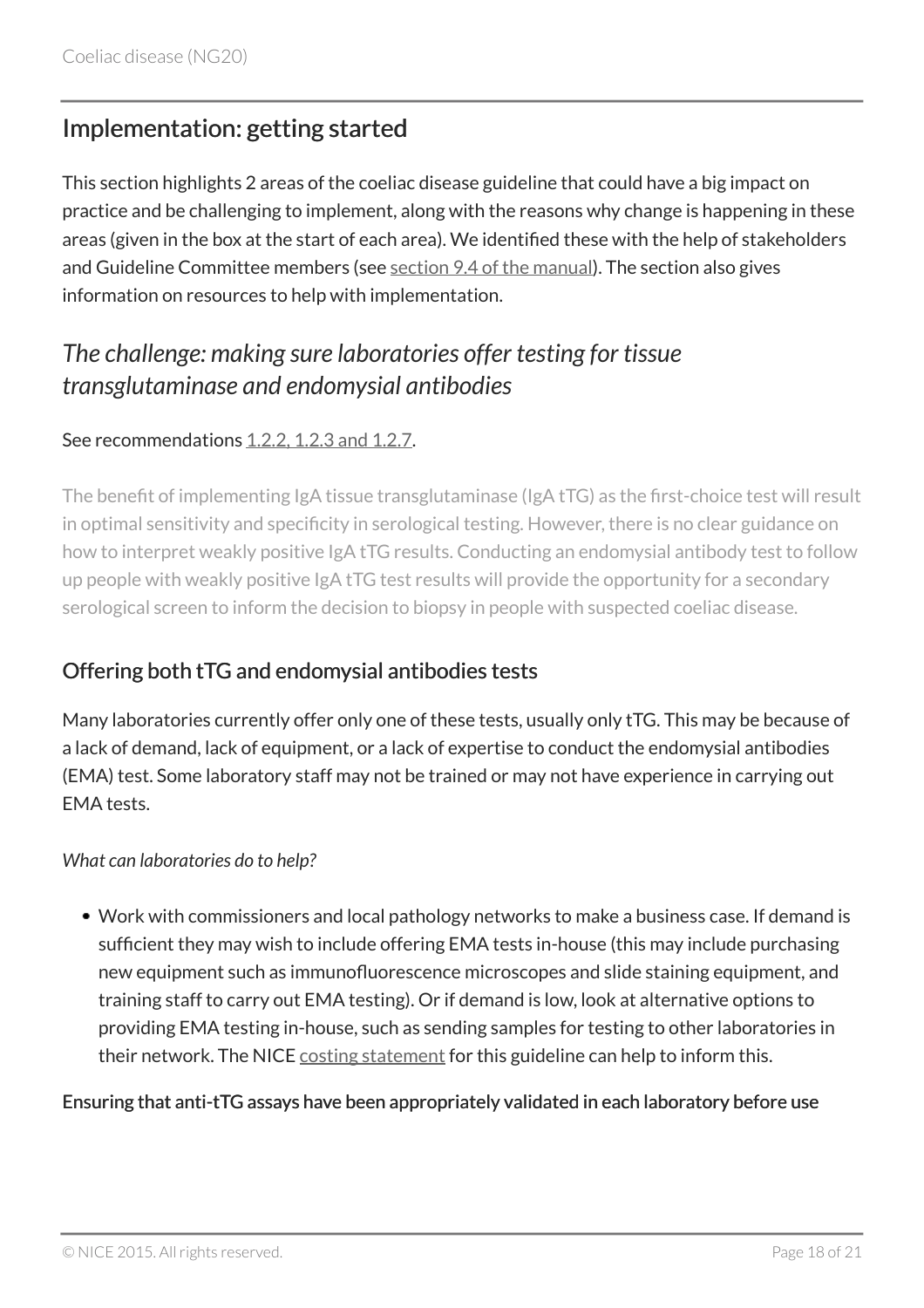## Implementation: getting started

This section highlights 2 areas of the coeliac disease guideline that could have a big impact on practice and be challenging to implement, along with the reasons why change is happening in these areas (given in the box at the start of each area). We identified these with the help of stakeholders and Guideline Committee members (see section 9.4 of the manual). The section also gives information on resources to help with implementation.

### *The challenge: making sure laboratories offer testing for tissue transglutaminase and endomysial antibodies*

See recommendations 1.2.2, 1.2.3 and 1.2.7.

The benefit of implementing IgA tissue transglutaminase (IgA tTG) as the first-choice test will result in optimal sensitivity and specificity in serological testing. However, there is no clear guidance on how to interpret weakly positive IgA tTG results. Conducting an endomysial antibody test to follow up people with weakly positive IgA tTG test results will provide the opportunity for a secondary serological screen to inform the decision to biopsy in people with suspected coeliac disease.

#### Offering both tTG and endomysial antibodies tests

Many laboratories currently offer only one of these tests, usually only tTG. This may be because of a lack of demand, lack of equipment, or a lack of expertise to conduct the endomysial antibodies (EMA) test. Some laboratory staff may not be trained or may not have experience in carrying out EMA tests.

*What can laboratories do to help?*

- Work with commissioners and local pathology networks to make a business case. If demand is sufficient they may wish to include offering EMA tests in-house (this may include purchasing new equipment such as immunofluorescence microscopes and slide staining equipment, and training staff to carry out EMA testing). Or if demand is low, look at alternative options to providing EMA testing in-house, such as sending samples for testing to other laboratories in their network. The NICE costing statement for this guideline can help to inform this.

Ensuring that anti-tTG assays have been appropriately validated in each laboratory before use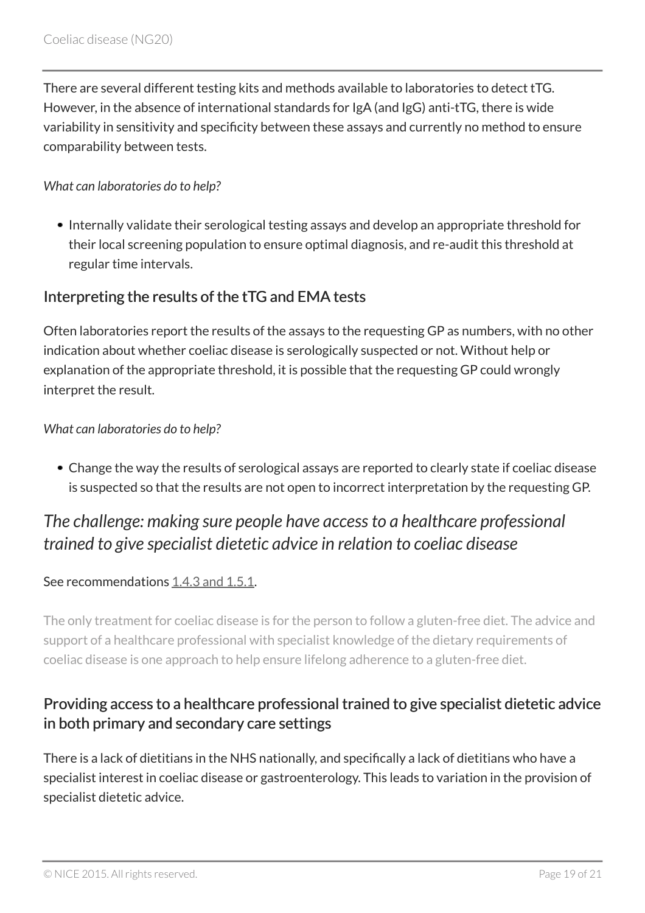There are several different testing kits and methods available to laboratories to detect tTG. However, in the absence of international standards for IgA (and IgG) anti-tTG, there is wide variability in sensitivity and specificity between these assays and currently no method to ensure comparability between tests.

*What can laboratories do to help?*

- Internally validate their serological testing assays and develop an appropriate threshold for their local screening population to ensure optimal diagnosis, and re-audit this threshold at regular time intervals.

### Interpreting the results of the tTG and EMA tests

Often laboratories report the results of the assays to the requesting GP as numbers, with no other indication about whether coeliac disease is serologically suspected or not. Without help or explanation of the appropriate threshold, it is possible that the requesting GP could wrongly interpret the result.

*What can laboratories do to help?*

- Change the way the results of serological assays are reported to clearly state if coeliac disease is suspected so that the results are not open to incorrect interpretation by the requesting GP.

## *The challenge: making sure people have access to a healthcare professional trained to give specialist dietetic advice in relation to coeliac disease*

See recommendations 1.4.3 and 1.5.1.

The only treatment for coeliac disease is for the person to follow a gluten-free diet. The advice and support of a healthcare professional with specialist knowledge of the dietary requirements of coeliac disease is one approach to help ensure lifelong adherence to a gluten-free diet.

### Providing access to a healthcare professional trained to give specialist dietetic advice in both primary and secondary care settings

There is a lack of dietitians in the NHS nationally, and specifically a lack of dietitians who have a specialist interest in coeliac disease or gastroenterology. This leads to variation in the provision of specialist dietetic advice.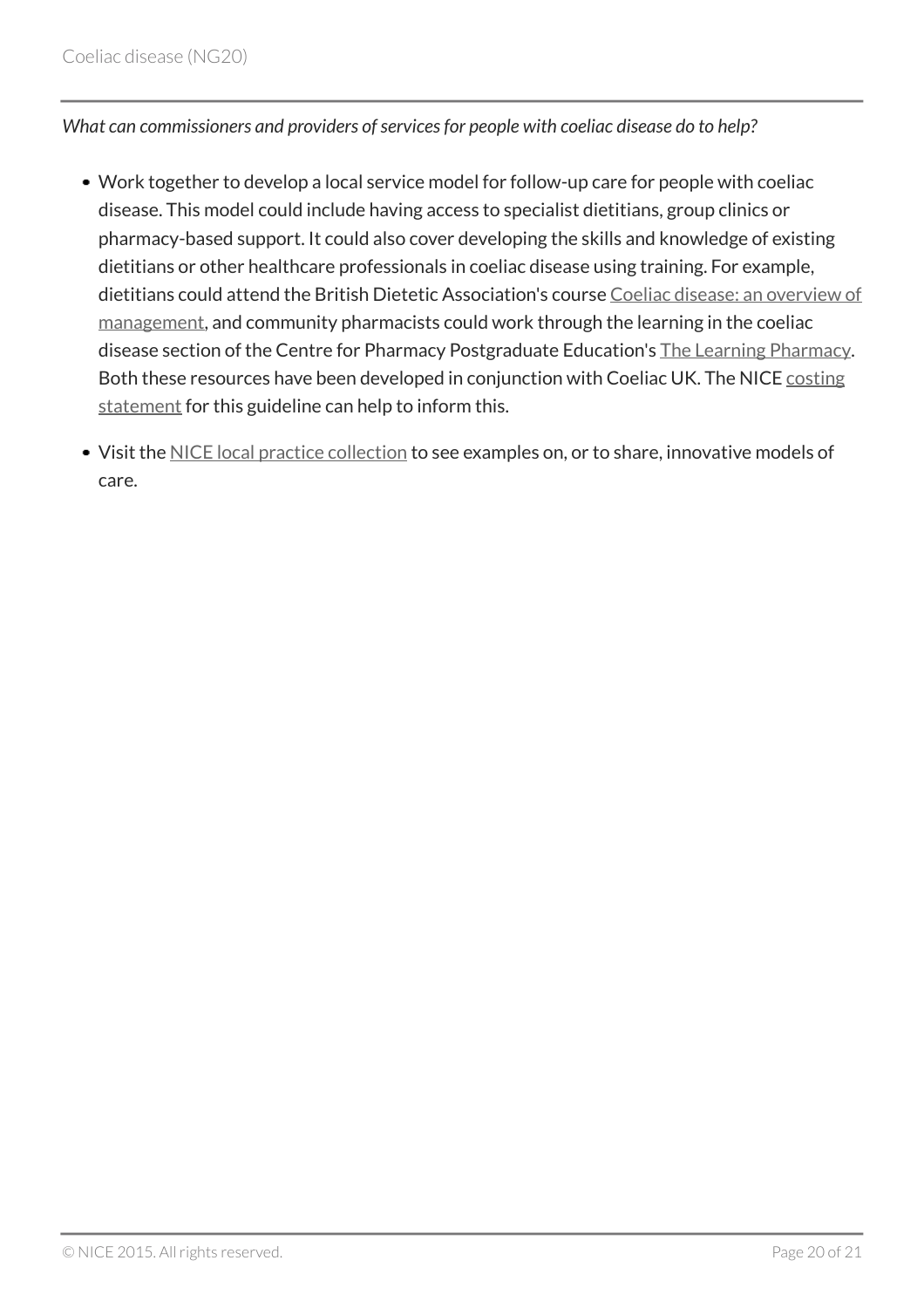*What can commissioners and providers of services for people with coeliac disease do to help?*

- Work together to develop a local service model for follow-up care for people with coeliac disease. This model could include having access to specialist dietitians, group clinics or pharmacy-based support. It could also cover developing the skills and knowledge of existing dietitians or other healthcare professionals in coeliac disease using training. For example, dietitians could attend the British Dietetic Association's course Coeliac disease: an overview of management, and community pharmacists could work through the learning in the coeliac disease section of the Centre for Pharmacy Postgraduate Education's The Learning Pharmacy. Both these resources have been developed in conjunction with Coeliac UK. The NICE costing statement for this guideline can help to inform this.
- Visit the NICE local practice collection to see examples on, or to share, innovative models of care.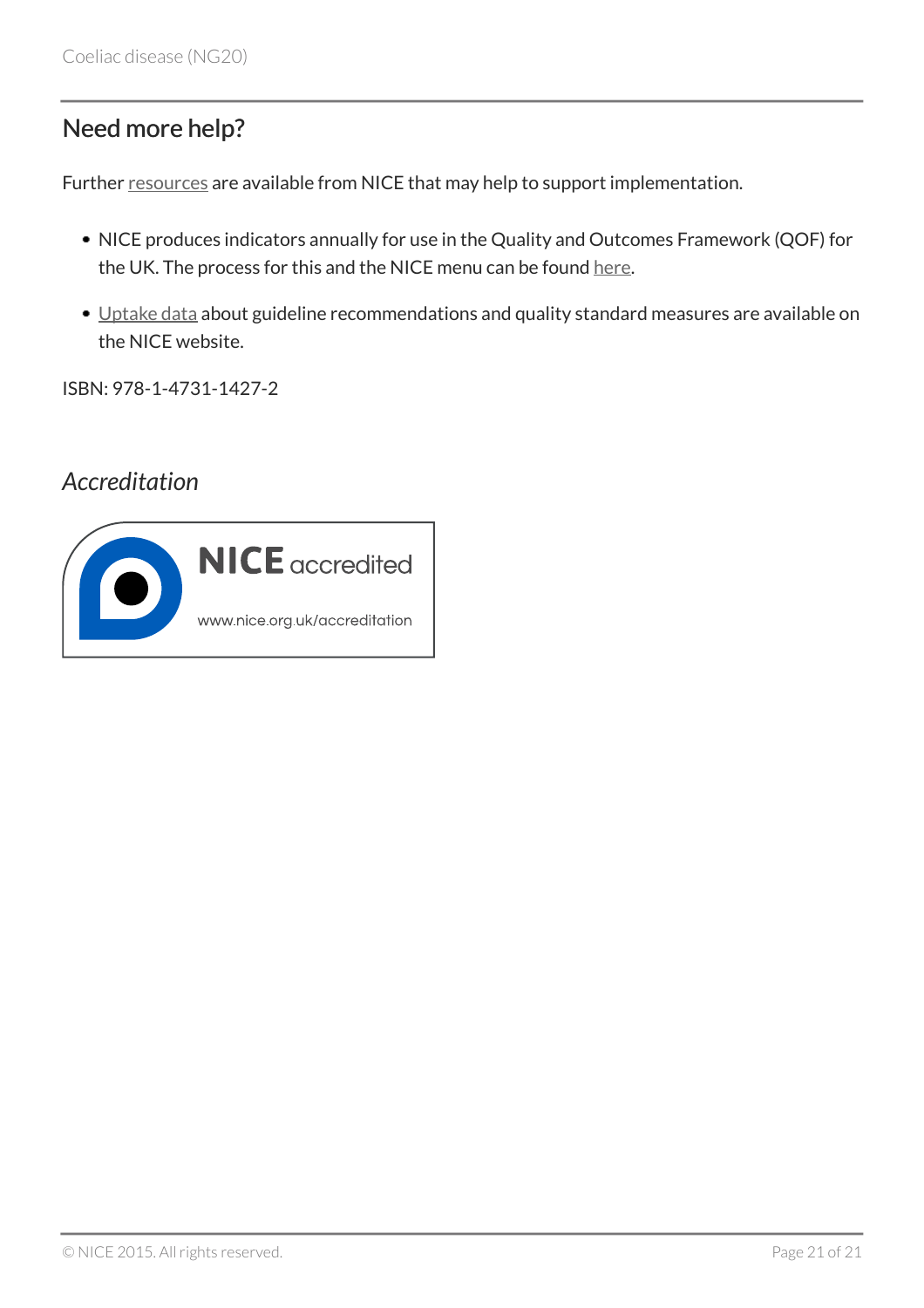## Need more help?

Further resources are available from NICE that may help to support implementation.

- NICE produces indicators annually for use in the Quality and Outcomes Framework (QOF) for the UK. The process for this and the NICE menu can be found here.
- Uptake data about guideline recommendations and quality standard measures are available on the NICE website.

ISBN: 978-1-4731-1427-2

*Accreditation*

NICE accredited

www.nice.org.uk/accreditation